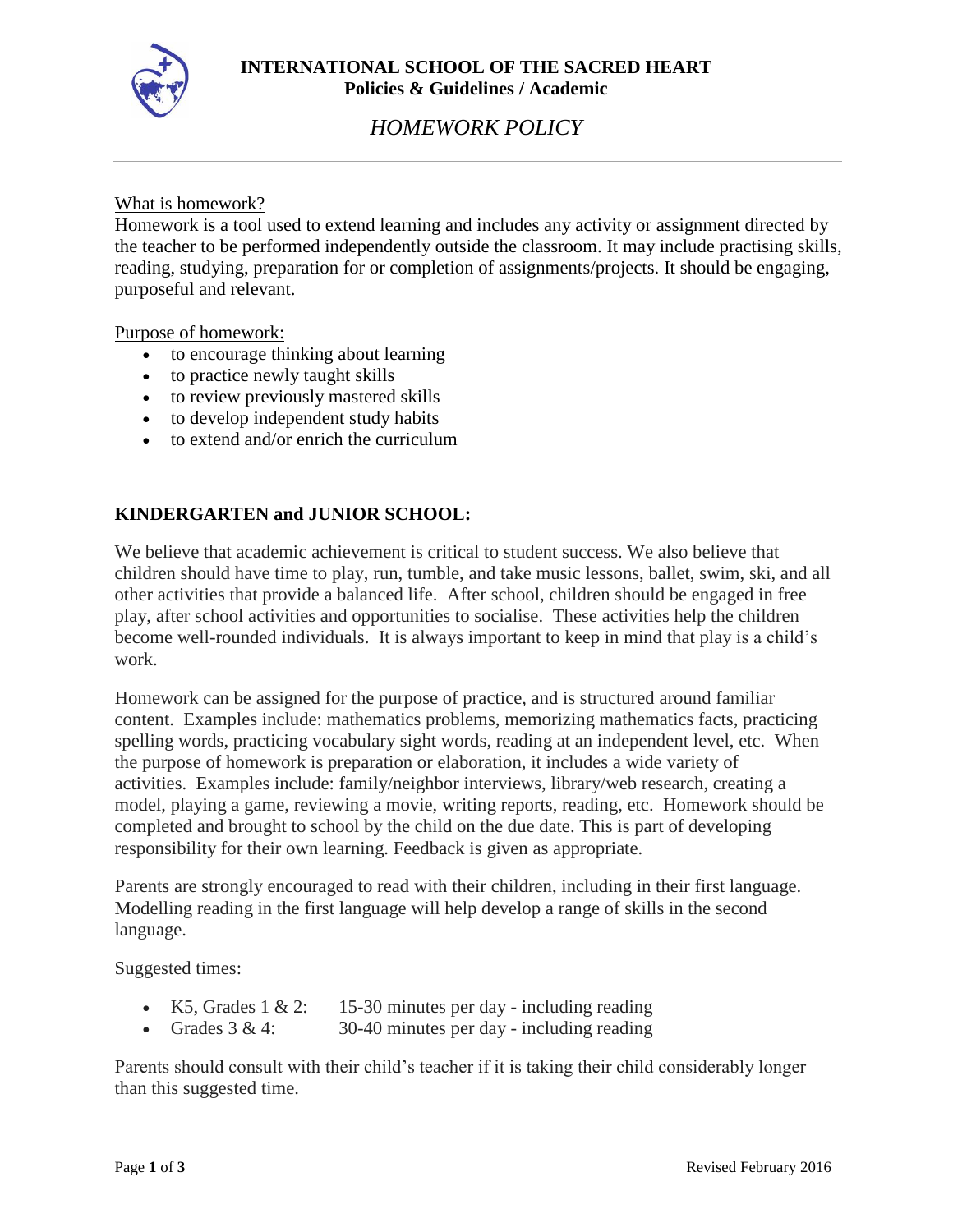**INTERNATIONAL SCHOOL OF THE SACRED HEART**
**Policies & Guidelines / Academic**

# *HOMEWORK POLICY*

---

What is homework?
Homework is a tool used to extend learning and includes any activity or assignment directed by the teacher to be performed independently outside the classroom. It may include practising skills, reading, studying, preparation for or completion of assignments/projects. It should be engaging, purposeful and relevant.

Purpose of homework:

- to encourage thinking about learning
- to practice newly taught skills
- to review previously mastered skills
- to develop independent study habits
- to extend and/or enrich the curriculum

## KINDERGARTEN and JUNIOR SCHOOL:

We believe that academic achievement is critical to student success. We also believe that children should have time to play, run, tumble, and take music lessons, ballet, swim, ski, and all other activities that provide a balanced life. After school, children should be engaged in free play, after school activities and opportunities to socialise. These activities help the children become well-rounded individuals. It is always important to keep in mind that play is a child's work.

Homework can be assigned for the purpose of practice, and is structured around familiar content. Examples include: mathematics problems, memorizing mathematics facts, practicing spelling words, practicing vocabulary sight words, reading at an independent level, etc. When the purpose of homework is preparation or elaboration, it includes a wide variety of activities. Examples include: family/neighbor interviews, library/web research, creating a model, playing a game, reviewing a movie, writing reports, reading, etc. Homework should be completed and brought to school by the child on the due date. This is part of developing responsibility for their own learning. Feedback is given as appropriate.

Parents are strongly encouraged to read with their children, including in their first language. Modelling reading in the first language will help develop a range of skills in the second language.

Suggested times:

- K5, Grades 1 & 2: 15-30 minutes per day - including reading
- Grades 3 & 4: 30-40 minutes per day - including reading

Parents should consult with their child's teacher if it is taking their child considerably longer than this suggested time.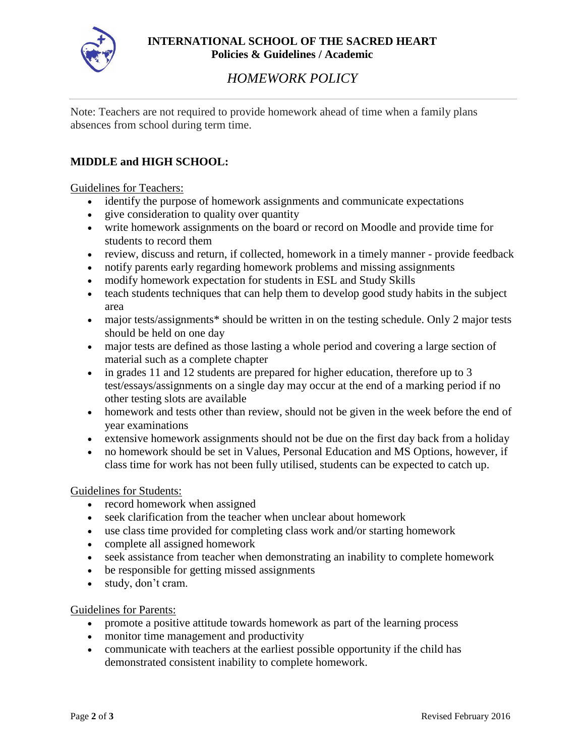# INTERNATIONAL SCHOOL OF THE SACRED HEART
**Policies & Guidelines / Academic**

*HOMEWORK POLICY*

Note: Teachers are not required to provide homework ahead of time when a family plans absences from school during term time.

## MIDDLE and HIGH SCHOOL:

Guidelines for Teachers:

- identify the purpose of homework assignments and communicate expectations
- give consideration to quality over quantity
- write homework assignments on the board or record on Moodle and provide time for students to record them
- review, discuss and return, if collected, homework in a timely manner - provide feedback
- notify parents early regarding homework problems and missing assignments
- modify homework expectation for students in ESL and Study Skills
- teach students techniques that can help them to develop good study habits in the subject area
- major tests/assignments* should be written in on the testing schedule. Only 2 major tests should be held on one day
- major tests are defined as those lasting a whole period and covering a large section of material such as a complete chapter
- in grades 11 and 12 students are prepared for higher education, therefore up to 3 test/essays/assignments on a single day may occur at the end of a marking period if no other testing slots are available
- homework and tests other than review, should not be given in the week before the end of year examinations
- extensive homework assignments should not be due on the first day back from a holiday
- no homework should be set in Values, Personal Education and MS Options, however, if class time for work has not been fully utilised, students can be expected to catch up.

Guidelines for Students:

- record homework when assigned
- seek clarification from the teacher when unclear about homework
- use class time provided for completing class work and/or starting homework
- complete all assigned homework
- seek assistance from teacher when demonstrating an inability to complete homework
- be responsible for getting missed assignments
- study, don't cram.

Guidelines for Parents:

- promote a positive attitude towards homework as part of the learning process
- monitor time management and productivity
- communicate with teachers at the earliest possible opportunity if the child has demonstrated consistent inability to complete homework.

Revised February 2016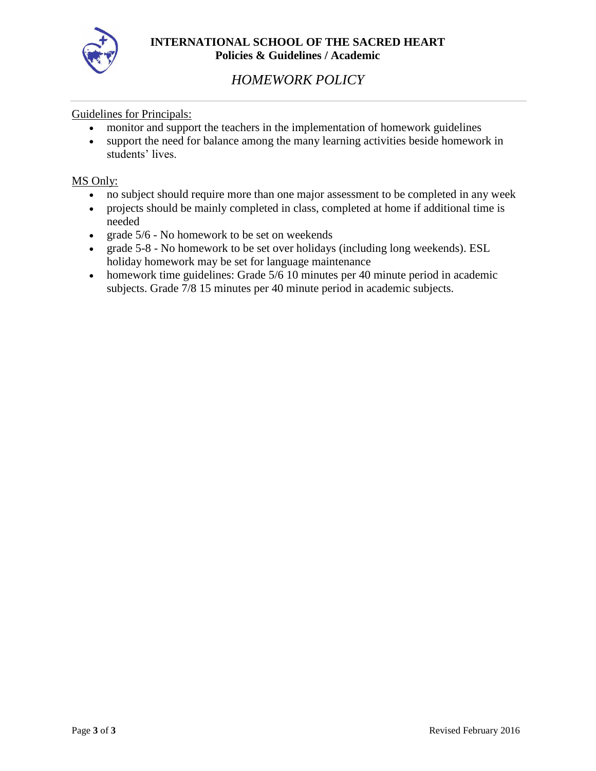## Guidelines for Principals:

- monitor and support the teachers in the implementation of homework guidelines
- support the need for balance among the many learning activities beside homework in students' lives.

## MS Only:

- no subject should require more than one major assessment to be completed in any week
- projects should be mainly completed in class, completed at home if additional time is needed
- grade 5/6 - No homework to be set on weekends
- grade 5-8 - No homework to be set over holidays (including long weekends). ESL holiday homework may be set for language maintenance
- homework time guidelines: Grade 5/6 10 minutes per 40 minute period in academic subjects. Grade 7/8 15 minutes per 40 minute period in academic subjects.